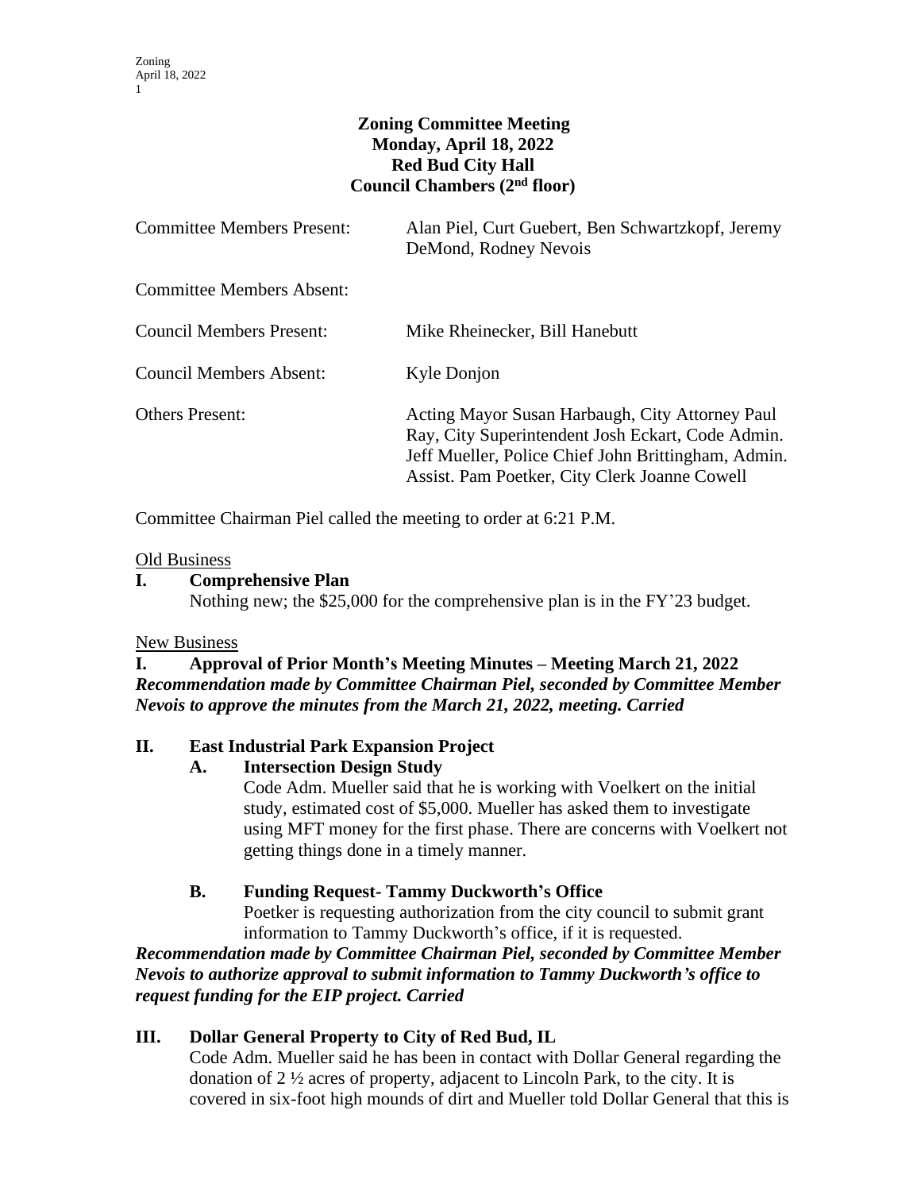# Zoning Committee Meeting
## Monday, April 18, 2022
## Red Bud City Hall
## Council Chambers (2nd floor)

| | |
|---|---|
| Committee Members Present: | Alan Piel, Curt Guebert, Ben Schwartzkopf, Jeremy DeMond, Rodney Nevois |
| Committee Members Absent: | |
| Council Members Present: | Mike Rheinecker, Bill Hanebutt |
| Council Members Absent: | Kyle Donjon |
| Others Present: | Acting Mayor Susan Harbaugh, City Attorney Paul Ray, City Superintendent Josh Eckart, Code Admin. Jeff Mueller, Police Chief John Brittingham, Admin. Assist. Pam Poetker, City Clerk Joanne Cowell |

Committee Chairman Piel called the meeting to order at 6:21 P.M.

Old Business

**I. Comprehensive Plan**

Nothing new; the $25,000 for the comprehensive plan is in the FY'23 budget.

New Business

**I. Approval of Prior Month's Meeting Minutes – Meeting March 21, 2022**

***Recommendation made by Committee Chairman Piel, seconded by Committee Member Nevois to approve the minutes from the March 21, 2022, meeting. Carried***

**II. East Industrial Park Expansion Project**

**A. Intersection Design Study**

Code Adm. Mueller said that he is working with Voelkert on the initial study, estimated cost of $5,000. Mueller has asked them to investigate using MFT money for the first phase. There are concerns with Voelkert not getting things done in a timely manner.

**B. Funding Request- Tammy Duckworth's Office**

Poetker is requesting authorization from the city council to submit grant information to Tammy Duckworth's office, if it is requested.

***Recommendation made by Committee Chairman Piel, seconded by Committee Member Nevois to authorize approval to submit information to Tammy Duckworth's office to request funding for the EIP project. Carried***

**III. Dollar General Property to City of Red Bud, IL**

Code Adm. Mueller said he has been in contact with Dollar General regarding the donation of 2 ½ acres of property, adjacent to Lincoln Park, to the city. It is covered in six-foot high mounds of dirt and Mueller told Dollar General that this is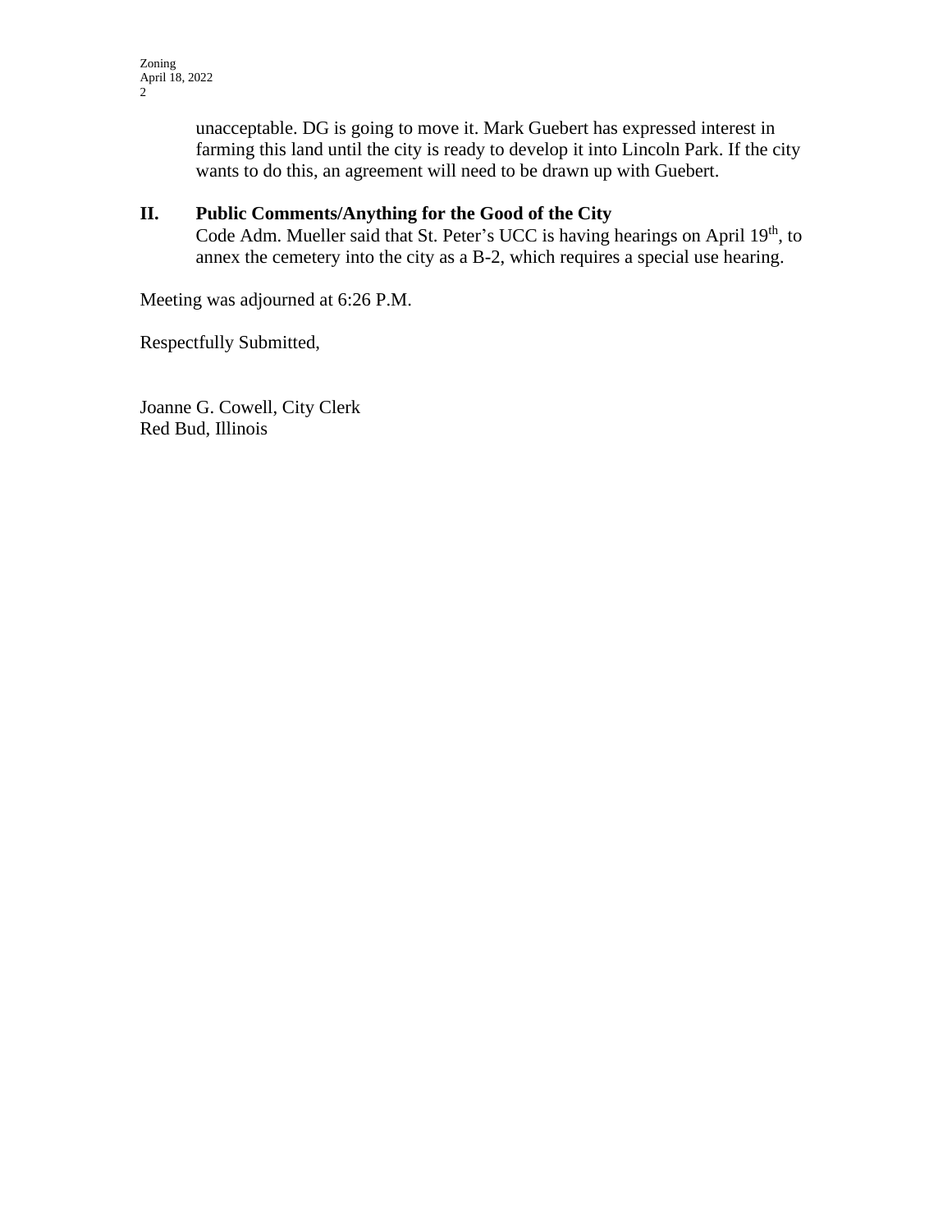unacceptable. DG is going to move it. Mark Guebert has expressed interest in farming this land until the city is ready to develop it into Lincoln Park. If the city wants to do this, an agreement will need to be drawn up with Guebert.

## II. Public Comments/Anything for the Good of the City

Code Adm. Mueller said that St. Peter's UCC is having hearings on April 19th, to annex the cemetery into the city as a B-2, which requires a special use hearing.

Meeting was adjourned at 6:26 P.M.

Respectfully Submitted,

Joanne G. Cowell, City Clerk
Red Bud, Illinois